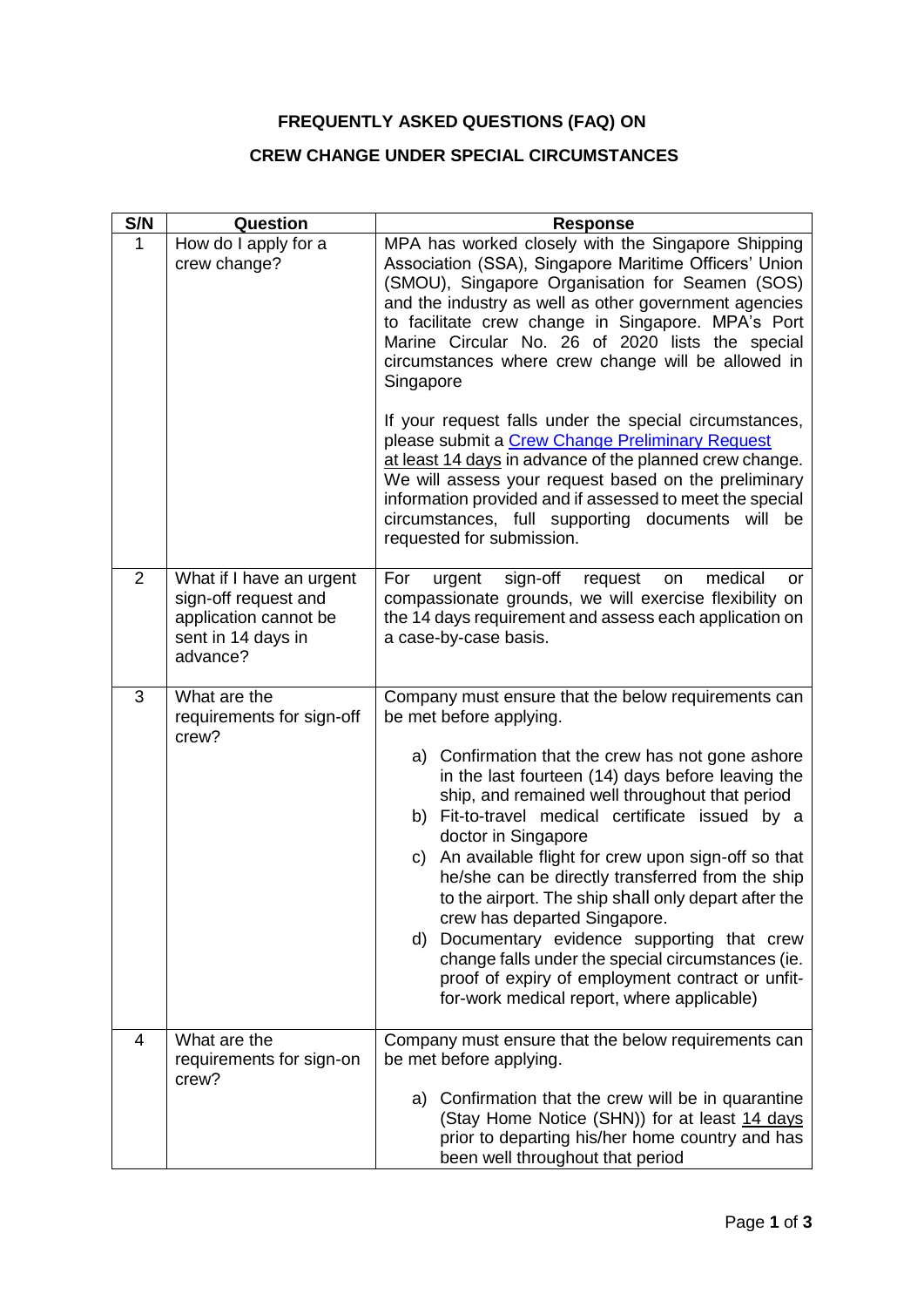# FREQUENTLY ASKED QUESTIONS (FAQ) ON

## CREW CHANGE UNDER SPECIAL CIRCUMSTANCES

| S/N | Question | Response |
|---|---|---|
| 1 | How do I apply for a crew change? | MPA has worked closely with the Singapore Shipping Association (SSA), Singapore Maritime Officers' Union (SMOU), Singapore Organisation for Seamen (SOS) and the industry as well as other government agencies to facilitate crew change in Singapore. MPA's Port Marine Circular No. 26 of 2020 lists the special circumstances where crew change will be allowed in Singapore<br><br>If your request falls under the special circumstances, please submit a Crew Change Preliminary Request at least 14 days in advance of the planned crew change. We will assess your request based on the preliminary information provided and if assessed to meet the special circumstances, full supporting documents will be requested for submission. |
| 2 | What if I have an urgent sign-off request and application cannot be sent in 14 days in advance? | For urgent sign-off request on medical or compassionate grounds, we will exercise flexibility on the 14 days requirement and assess each application on a case-by-case basis. |
| 3 | What are the requirements for sign-off crew? | Company must ensure that the below requirements can be met before applying.<br><br>a) Confirmation that the crew has not gone ashore in the last fourteen (14) days before leaving the ship, and remained well throughout that period<br>b) Fit-to-travel medical certificate issued by a doctor in Singapore<br>c) An available flight for crew upon sign-off so that he/she can be directly transferred from the ship to the airport. The ship shall only depart after the crew has departed Singapore.<br>d) Documentary evidence supporting that crew change falls under the special circumstances (ie. proof of expiry of employment contract or unfit-for-work medical report, where applicable) |
| 4 | What are the requirements for sign-on crew? | Company must ensure that the below requirements can be met before applying.<br><br>a) Confirmation that the crew will be in quarantine (Stay Home Notice (SHN)) for at least 14 days prior to departing his/her home country and has been well throughout that period |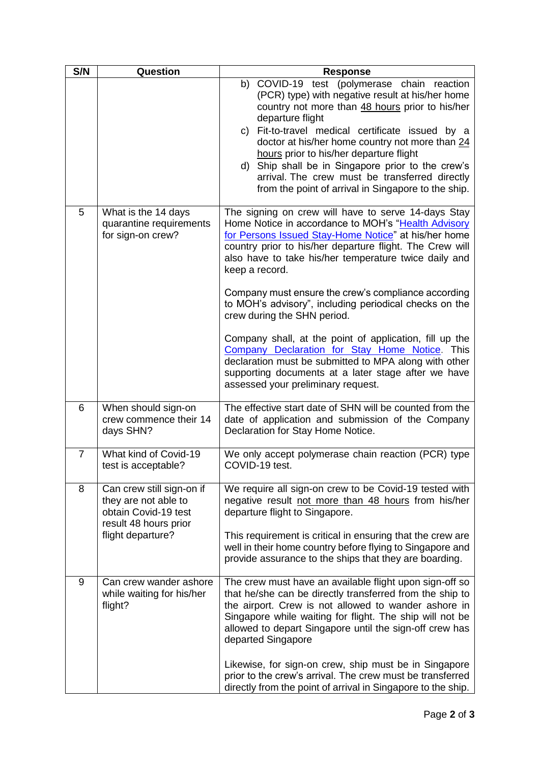| S/N | Question | Response |
|---|---|---|
| | | b) COVID-19 test (polymerase chain reaction (PCR) type) with negative result at his/her home country not more than <u>48 hours</u> prior to his/her departure flight<br>c) Fit-to-travel medical certificate issued by a doctor at his/her home country not more than <u>24 hours</u> prior to his/her departure flight<br>d) Ship shall be in Singapore prior to the crew's arrival. The crew must be transferred directly from the point of arrival in Singapore to the ship. |
| 5 | What is the 14 days quarantine requirements for sign-on crew? | The signing on crew will have to serve 14-days Stay Home Notice in accordance to MOH's "Health Advisory for Persons Issued Stay-Home Notice" at his/her home country prior to his/her departure flight. The Crew will also have to take his/her temperature twice daily and keep a record.<br><br>Company must ensure the crew's compliance according to MOH's advisory", including periodical checks on the crew during the SHN period.<br><br>Company shall, at the point of application, fill up the Company Declaration for Stay Home Notice. This declaration must be submitted to MPA along with other supporting documents at a later stage after we have assessed your preliminary request. |
| 6 | When should sign-on crew commence their 14 days SHN? | The effective start date of SHN will be counted from the date of application and submission of the Company Declaration for Stay Home Notice. |
| 7 | What kind of Covid-19 test is acceptable? | We only accept polymerase chain reaction (PCR) type COVID-19 test. |
| 8 | Can crew still sign-on if they are not able to obtain Covid-19 test result 48 hours prior flight departure? | We require all sign-on crew to be Covid-19 tested with negative result <u>not more than 48 hours</u> from his/her departure flight to Singapore.<br><br>This requirement is critical in ensuring that the crew are well in their home country before flying to Singapore and provide assurance to the ships that they are boarding. |
| 9 | Can crew wander ashore while waiting for his/her flight? | The crew must have an available flight upon sign-off so that he/she can be directly transferred from the ship to the airport. Crew is not allowed to wander ashore in Singapore while waiting for flight. The ship will not be allowed to depart Singapore until the sign-off crew has departed Singapore<br><br>Likewise, for sign-on crew, ship must be in Singapore prior to the crew's arrival. The crew must be transferred directly from the point of arrival in Singapore to the ship. |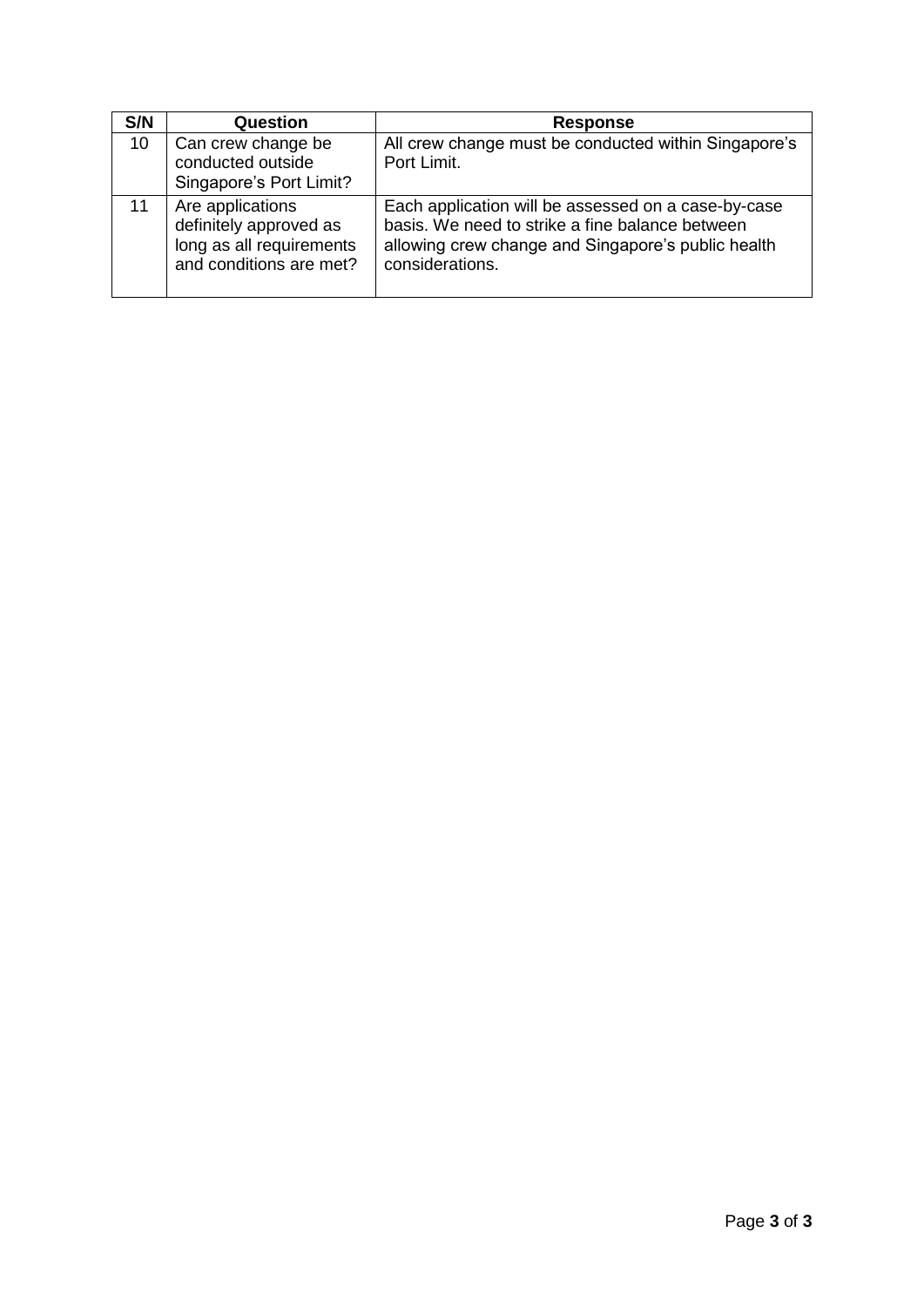| S/N | Question | Response |
|---|---|---|
| 10 | Can crew change be conducted outside Singapore's Port Limit? | All crew change must be conducted within Singapore's Port Limit. |
| 11 | Are applications definitely approved as long as all requirements and conditions are met? | Each application will be assessed on a case-by-case basis. We need to strike a fine balance between allowing crew change and Singapore's public health considerations. |